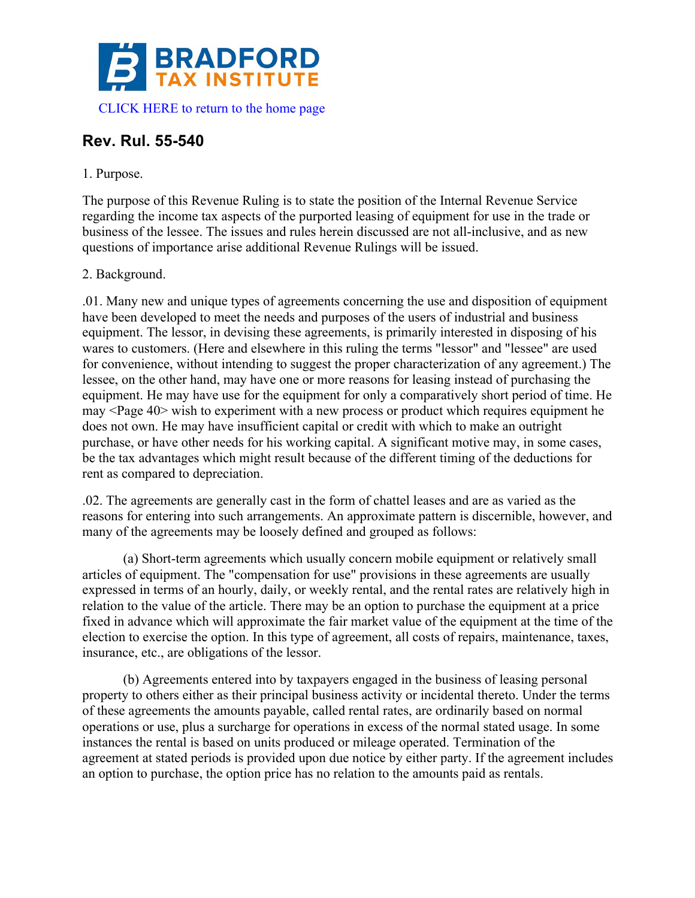# BRADFORD TAX INSTITUTE

CLICK HERE to return to the home page

## Rev. Rul. 55-540

1. Purpose.

The purpose of this Revenue Ruling is to state the position of the Internal Revenue Service regarding the income tax aspects of the purported leasing of equipment for use in the trade or business of the lessee. The issues and rules herein discussed are not all-inclusive, and as new questions of importance arise additional Revenue Rulings will be issued.

2. Background.

.01. Many new and unique types of agreements concerning the use and disposition of equipment have been developed to meet the needs and purposes of the users of industrial and business equipment. The lessor, in devising these agreements, is primarily interested in disposing of his wares to customers. (Here and elsewhere in this ruling the terms "lessor" and "lessee" are used for convenience, without intending to suggest the proper characterization of any agreement.) The lessee, on the other hand, may have one or more reasons for leasing instead of purchasing the equipment. He may have use for the equipment for only a comparatively short period of time. He may <Page 40> wish to experiment with a new process or product which requires equipment he does not own. He may have insufficient capital or credit with which to make an outright purchase, or have other needs for his working capital. A significant motive may, in some cases, be the tax advantages which might result because of the different timing of the deductions for rent as compared to depreciation.

.02. The agreements are generally cast in the form of chattel leases and are as varied as the reasons for entering into such arrangements. An approximate pattern is discernible, however, and many of the agreements may be loosely defined and grouped as follows:

(a) Short-term agreements which usually concern mobile equipment or relatively small articles of equipment. The "compensation for use" provisions in these agreements are usually expressed in terms of an hourly, daily, or weekly rental, and the rental rates are relatively high in relation to the value of the article. There may be an option to purchase the equipment at a price fixed in advance which will approximate the fair market value of the equipment at the time of the election to exercise the option. In this type of agreement, all costs of repairs, maintenance, taxes, insurance, etc., are obligations of the lessor.

(b) Agreements entered into by taxpayers engaged in the business of leasing personal property to others either as their principal business activity or incidental thereto. Under the terms of these agreements the amounts payable, called rental rates, are ordinarily based on normal operations or use, plus a surcharge for operations in excess of the normal stated usage. In some instances the rental is based on units produced or mileage operated. Termination of the agreement at stated periods is provided upon due notice by either party. If the agreement includes an option to purchase, the option price has no relation to the amounts paid as rentals.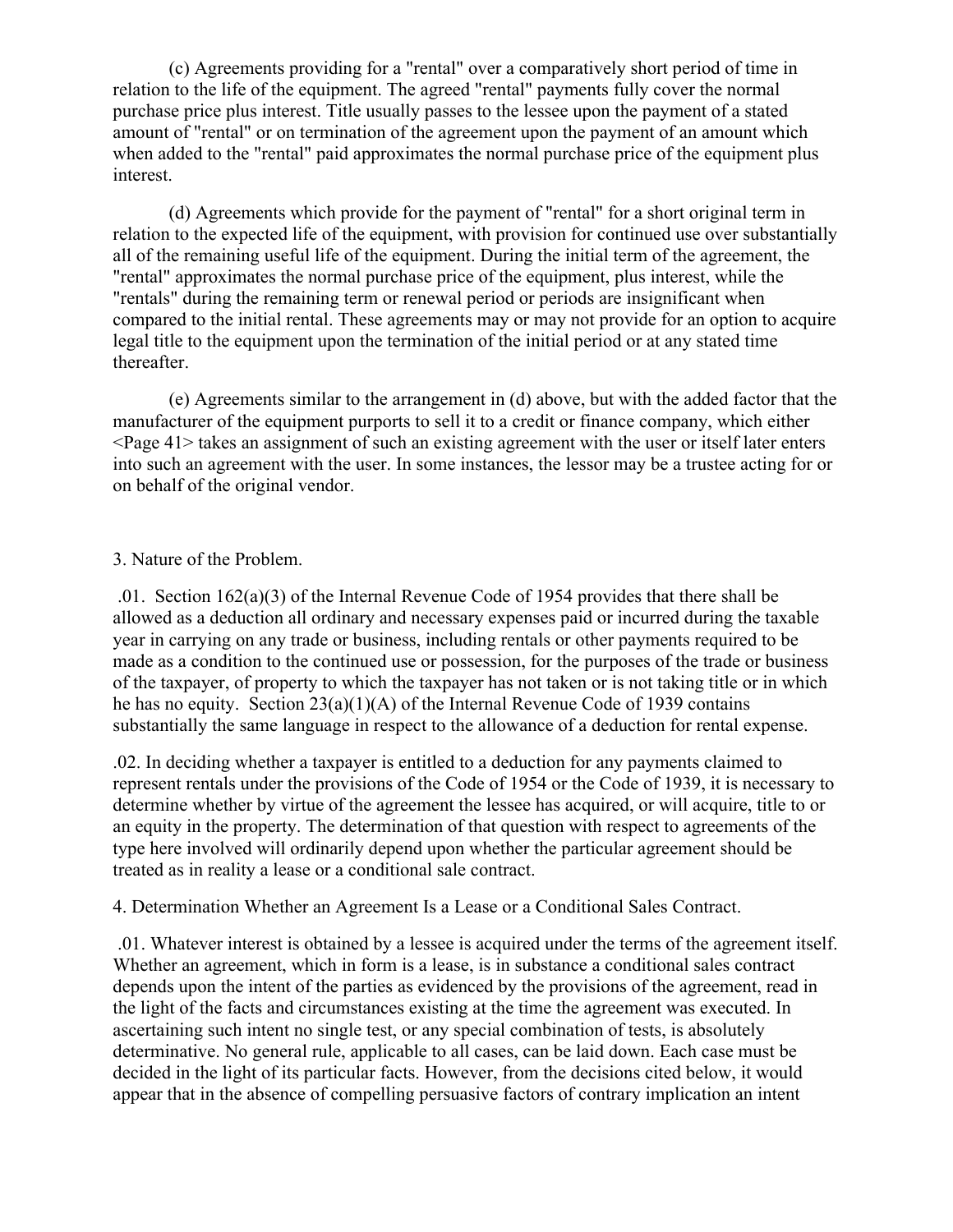(c) Agreements providing for a "rental" over a comparatively short period of time in relation to the life of the equipment. The agreed "rental" payments fully cover the normal purchase price plus interest. Title usually passes to the lessee upon the payment of a stated amount of "rental" or on termination of the agreement upon the payment of an amount which when added to the "rental" paid approximates the normal purchase price of the equipment plus interest.

(d) Agreements which provide for the payment of "rental" for a short original term in relation to the expected life of the equipment, with provision for continued use over substantially all of the remaining useful life of the equipment. During the initial term of the agreement, the "rental" approximates the normal purchase price of the equipment, plus interest, while the "rentals" during the remaining term or renewal period or periods are insignificant when compared to the initial rental. These agreements may or may not provide for an option to acquire legal title to the equipment upon the termination of the initial period or at any stated time thereafter.

(e) Agreements similar to the arrangement in (d) above, but with the added factor that the manufacturer of the equipment purports to sell it to a credit or finance company, which either <Page 41> takes an assignment of such an existing agreement with the user or itself later enters into such an agreement with the user. In some instances, the lessor may be a trustee acting for or on behalf of the original vendor.

3. Nature of the Problem.

.01. Section 162(a)(3) of the Internal Revenue Code of 1954 provides that there shall be allowed as a deduction all ordinary and necessary expenses paid or incurred during the taxable year in carrying on any trade or business, including rentals or other payments required to be made as a condition to the continued use or possession, for the purposes of the trade or business of the taxpayer, of property to which the taxpayer has not taken or is not taking title or in which he has no equity. Section 23(a)(1)(A) of the Internal Revenue Code of 1939 contains substantially the same language in respect to the allowance of a deduction for rental expense.

.02. In deciding whether a taxpayer is entitled to a deduction for any payments claimed to represent rentals under the provisions of the Code of 1954 or the Code of 1939, it is necessary to determine whether by virtue of the agreement the lessee has acquired, or will acquire, title to or an equity in the property. The determination of that question with respect to agreements of the type here involved will ordinarily depend upon whether the particular agreement should be treated as in reality a lease or a conditional sale contract.

4. Determination Whether an Agreement Is a Lease or a Conditional Sales Contract.

.01. Whatever interest is obtained by a lessee is acquired under the terms of the agreement itself. Whether an agreement, which in form is a lease, is in substance a conditional sales contract depends upon the intent of the parties as evidenced by the provisions of the agreement, read in the light of the facts and circumstances existing at the time the agreement was executed. In ascertaining such intent no single test, or any special combination of tests, is absolutely determinative. No general rule, applicable to all cases, can be laid down. Each case must be decided in the light of its particular facts. However, from the decisions cited below, it would appear that in the absence of compelling persuasive factors of contrary implication an intent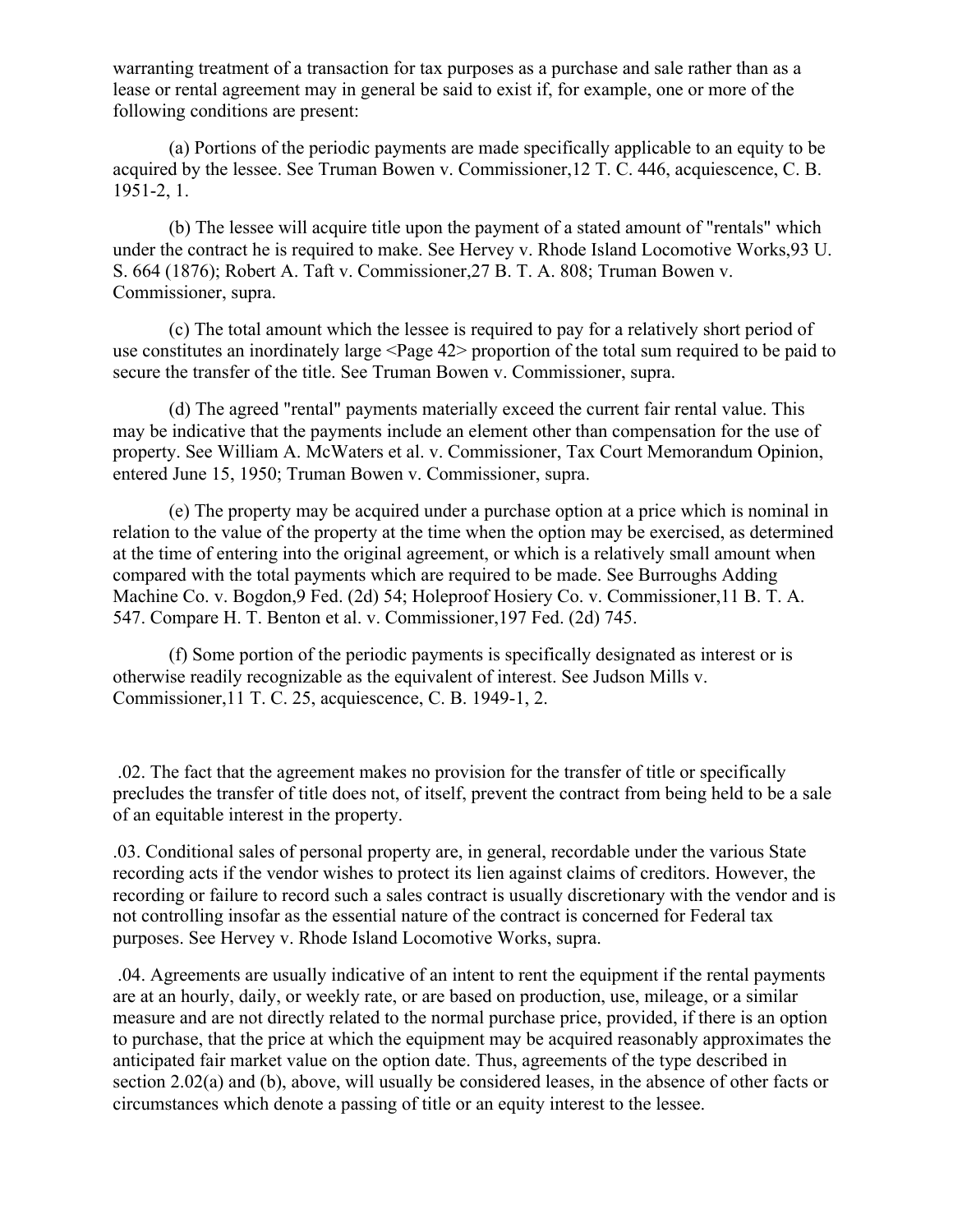warranting treatment of a transaction for tax purposes as a purchase and sale rather than as a lease or rental agreement may in general be said to exist if, for example, one or more of the following conditions are present:

(a) Portions of the periodic payments are made specifically applicable to an equity to be acquired by the lessee. See Truman Bowen v. Commissioner,12 T. C. 446, acquiescence, C. B. 1951-2, 1.

(b) The lessee will acquire title upon the payment of a stated amount of "rentals" which under the contract he is required to make. See Hervey v. Rhode Island Locomotive Works,93 U. S. 664 (1876); Robert A. Taft v. Commissioner,27 B. T. A. 808; Truman Bowen v. Commissioner, supra.

(c) The total amount which the lessee is required to pay for a relatively short period of use constitutes an inordinately large <Page 42> proportion of the total sum required to be paid to secure the transfer of the title. See Truman Bowen v. Commissioner, supra.

(d) The agreed "rental" payments materially exceed the current fair rental value. This may be indicative that the payments include an element other than compensation for the use of property. See William A. McWaters et al. v. Commissioner, Tax Court Memorandum Opinion, entered June 15, 1950; Truman Bowen v. Commissioner, supra.

(e) The property may be acquired under a purchase option at a price which is nominal in relation to the value of the property at the time when the option may be exercised, as determined at the time of entering into the original agreement, or which is a relatively small amount when compared with the total payments which are required to be made. See Burroughs Adding Machine Co. v. Bogdon,9 Fed. (2d) 54; Holeproof Hosiery Co. v. Commissioner,11 B. T. A. 547. Compare H. T. Benton et al. v. Commissioner,197 Fed. (2d) 745.

(f) Some portion of the periodic payments is specifically designated as interest or is otherwise readily recognizable as the equivalent of interest. See Judson Mills v. Commissioner,11 T. C. 25, acquiescence, C. B. 1949-1, 2.

.02. The fact that the agreement makes no provision for the transfer of title or specifically precludes the transfer of title does not, of itself, prevent the contract from being held to be a sale of an equitable interest in the property.

.03. Conditional sales of personal property are, in general, recordable under the various State recording acts if the vendor wishes to protect its lien against claims of creditors. However, the recording or failure to record such a sales contract is usually discretionary with the vendor and is not controlling insofar as the essential nature of the contract is concerned for Federal tax purposes. See Hervey v. Rhode Island Locomotive Works, supra.

.04. Agreements are usually indicative of an intent to rent the equipment if the rental payments are at an hourly, daily, or weekly rate, or are based on production, use, mileage, or a similar measure and are not directly related to the normal purchase price, provided, if there is an option to purchase, that the price at which the equipment may be acquired reasonably approximates the anticipated fair market value on the option date. Thus, agreements of the type described in section 2.02(a) and (b), above, will usually be considered leases, in the absence of other facts or circumstances which denote a passing of title or an equity interest to the lessee.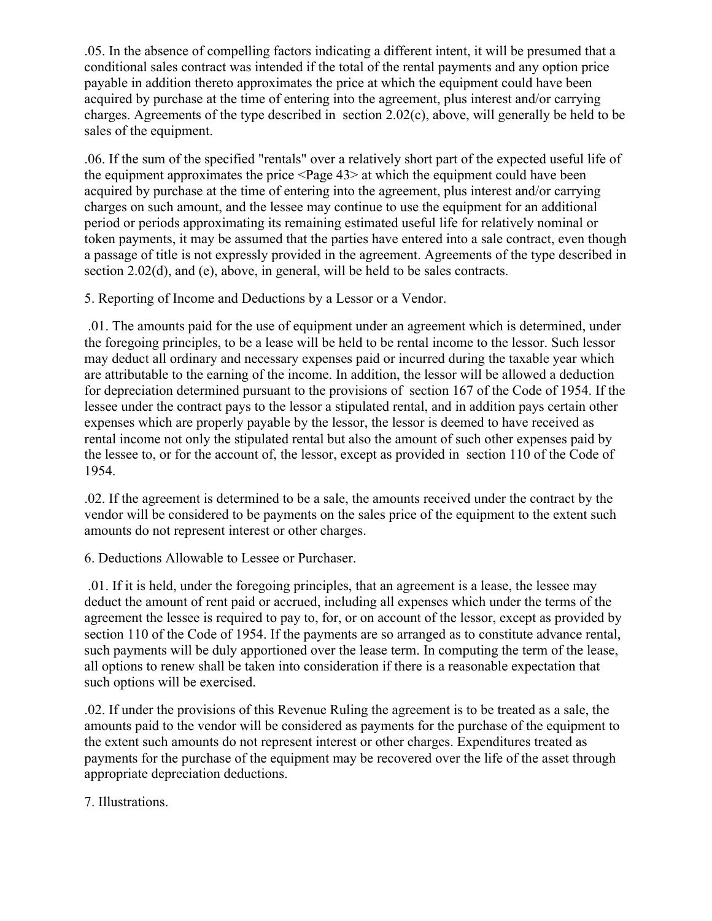.05. In the absence of compelling factors indicating a different intent, it will be presumed that a conditional sales contract was intended if the total of the rental payments and any option price payable in addition thereto approximates the price at which the equipment could have been acquired by purchase at the time of entering into the agreement, plus interest and/or carrying charges. Agreements of the type described in section 2.02(c), above, will generally be held to be sales of the equipment.

.06. If the sum of the specified "rentals" over a relatively short part of the expected useful life of the equipment approximates the price <Page 43> at which the equipment could have been acquired by purchase at the time of entering into the agreement, plus interest and/or carrying charges on such amount, and the lessee may continue to use the equipment for an additional period or periods approximating its remaining estimated useful life for relatively nominal or token payments, it may be assumed that the parties have entered into a sale contract, even though a passage of title is not expressly provided in the agreement. Agreements of the type described in section 2.02(d), and (e), above, in general, will be held to be sales contracts.

5. Reporting of Income and Deductions by a Lessor or a Vendor.

.01. The amounts paid for the use of equipment under an agreement which is determined, under the foregoing principles, to be a lease will be held to be rental income to the lessor. Such lessor may deduct all ordinary and necessary expenses paid or incurred during the taxable year which are attributable to the earning of the income. In addition, the lessor will be allowed a deduction for depreciation determined pursuant to the provisions of section 167 of the Code of 1954. If the lessee under the contract pays to the lessor a stipulated rental, and in addition pays certain other expenses which are properly payable by the lessor, the lessor is deemed to have received as rental income not only the stipulated rental but also the amount of such other expenses paid by the lessee to, or for the account of, the lessor, except as provided in section 110 of the Code of 1954.

.02. If the agreement is determined to be a sale, the amounts received under the contract by the vendor will be considered to be payments on the sales price of the equipment to the extent such amounts do not represent interest or other charges.

6. Deductions Allowable to Lessee or Purchaser.

.01. If it is held, under the foregoing principles, that an agreement is a lease, the lessee may deduct the amount of rent paid or accrued, including all expenses which under the terms of the agreement the lessee is required to pay to, for, or on account of the lessor, except as provided by section 110 of the Code of 1954. If the payments are so arranged as to constitute advance rental, such payments will be duly apportioned over the lease term. In computing the term of the lease, all options to renew shall be taken into consideration if there is a reasonable expectation that such options will be exercised.

.02. If under the provisions of this Revenue Ruling the agreement is to be treated as a sale, the amounts paid to the vendor will be considered as payments for the purchase of the equipment to the extent such amounts do not represent interest or other charges. Expenditures treated as payments for the purchase of the equipment may be recovered over the life of the asset through appropriate depreciation deductions.

7. Illustrations.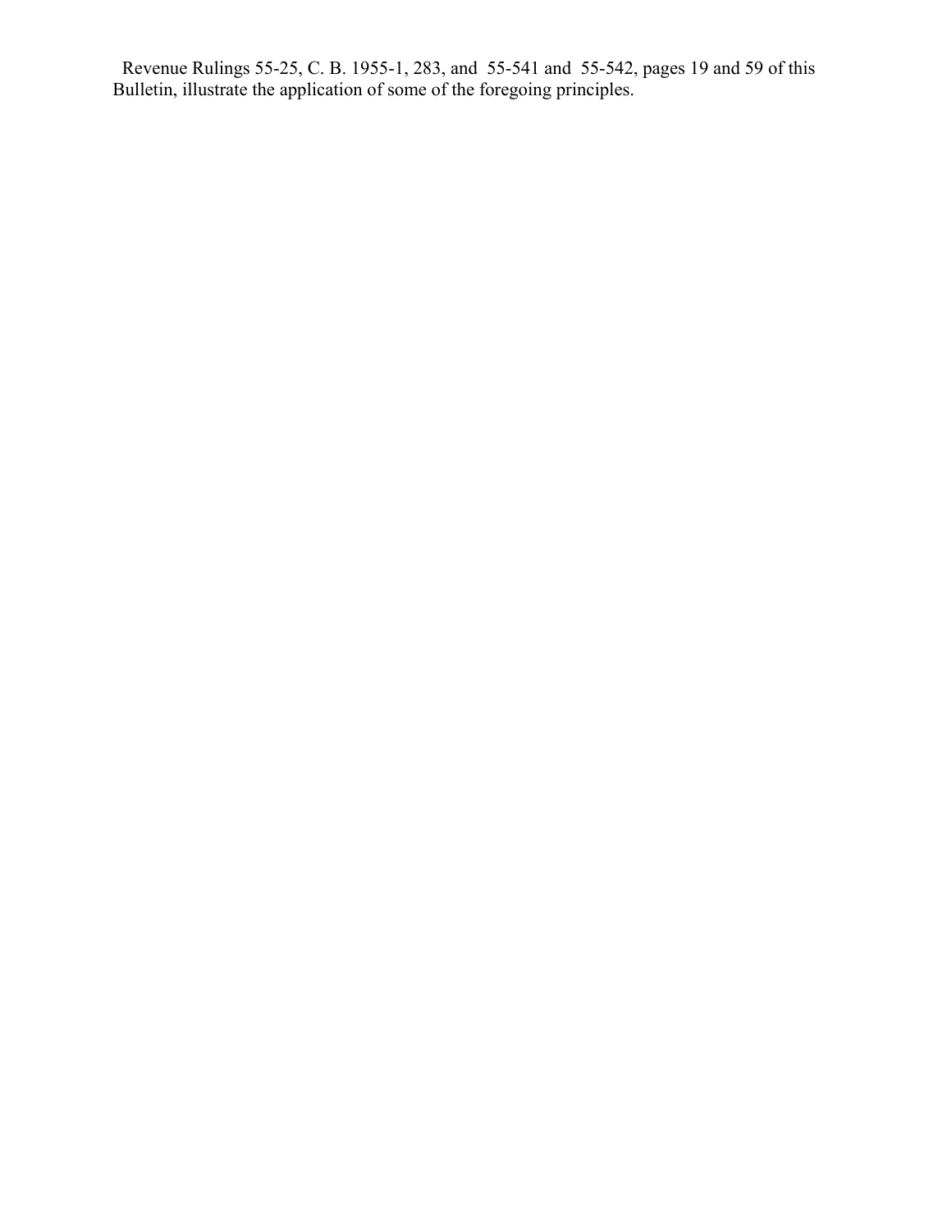Revenue Rulings 55-25, C. B. 1955-1, 283, and 55-541 and 55-542, pages 19 and 59 of this Bulletin, illustrate the application of some of the foregoing principles.